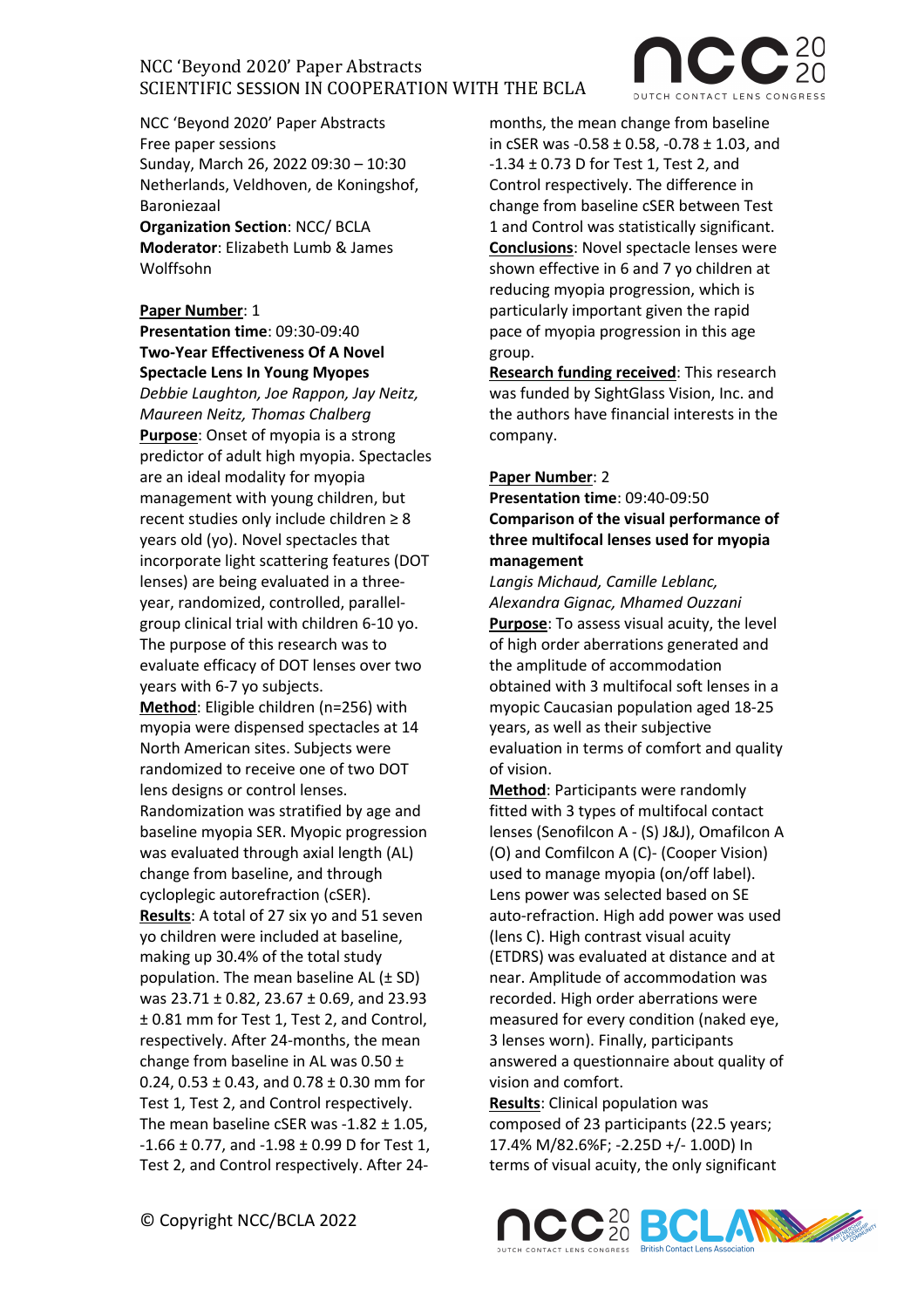NCC 'Beyond 2020' Paper Abstracts
Free paper sessions
Sunday, March 26, 2022 09:30 – 10:30
Netherlands, Veldhoven, de Koningshof, Baroniezaal
**Organization Section**: NCC/ BCLA
**Moderator**: Elizabeth Lumb & James Wolffsohn

**Paper Number**: 1
**Presentation time**: 09:30-09:40
**Two-Year Effectiveness Of A Novel Spectacle Lens In Young Myopes**
*Debbie Laughton, Joe Rappon, Jay Neitz, Maureen Neitz, Thomas Chalberg*
**Purpose**: Onset of myopia is a strong predictor of adult high myopia. Spectacles are an ideal modality for myopia management with young children, but recent studies only include children ≥ 8 years old (yo). Novel spectacles that incorporate light scattering features (DOT lenses) are being evaluated in a three-year, randomized, controlled, parallel-group clinical trial with children 6-10 yo. The purpose of this research was to evaluate efficacy of DOT lenses over two years with 6-7 yo subjects.
**Method**: Eligible children (n=256) with myopia were dispensed spectacles at 14 North American sites. Subjects were randomized to receive one of two DOT lens designs or control lenses. Randomization was stratified by age and baseline myopia SER. Myopic progression was evaluated through axial length (AL) change from baseline, and through cycloplegic autorefraction (cSER).
**Results**: A total of 27 six yo and 51 seven yo children were included at baseline, making up 30.4% of the total study population. The mean baseline AL (± SD) was 23.71 ± 0.82, 23.67 ± 0.69, and 23.93 ± 0.81 mm for Test 1, Test 2, and Control, respectively. After 24-months, the mean change from baseline in AL was 0.50 ± 0.24, 0.53 ± 0.43, and 0.78 ± 0.30 mm for Test 1, Test 2, and Control respectively. The mean baseline cSER was -1.82 ± 1.05, -1.66 ± 0.77, and -1.98 ± 0.99 D for Test 1, Test 2, and Control respectively. After 24-months, the mean change from baseline in cSER was -0.58 ± 0.58, -0.78 ± 1.03, and -1.34 ± 0.73 D for Test 1, Test 2, and Control respectively. The difference in change from baseline cSER between Test 1 and Control was statistically significant.
**Conclusions**: Novel spectacle lenses were shown effective in 6 and 7 yo children at reducing myopia progression, which is particularly important given the rapid pace of myopia progression in this age group.
**Research funding received**: This research was funded by SightGlass Vision, Inc. and the authors have financial interests in the company.

**Paper Number**: 2
**Presentation time**: 09:40-09:50
**Comparison of the visual performance of three multifocal lenses used for myopia management**
*Langis Michaud, Camille Leblanc, Alexandra Gignac, Mhamed Ouzzani*
**Purpose**: To assess visual acuity, the level of high order aberrations generated and the amplitude of accommodation obtained with 3 multifocal soft lenses in a myopic Caucasian population aged 18-25 years, as well as their subjective evaluation in terms of comfort and quality of vision.
**Method**: Participants were randomly fitted with 3 types of multifocal contact lenses (Senofilcon A - (S) J&J), Omafilcon A (O) and Comfilcon A (C)- (Cooper Vision) used to manage myopia (on/off label). Lens power was selected based on SE auto-refraction. High add power was used (lens C). High contrast visual acuity (ETDRS) was evaluated at distance and at near. Amplitude of accommodation was recorded. High order aberrations were measured for every condition (naked eye, 3 lenses worn). Finally, participants answered a questionnaire about quality of vision and comfort.
**Results**: Clinical population was composed of 23 participants (22.5 years; 17.4% M/82.6%F; -2.25D +/- 1.00D) In terms of visual acuity, the only significant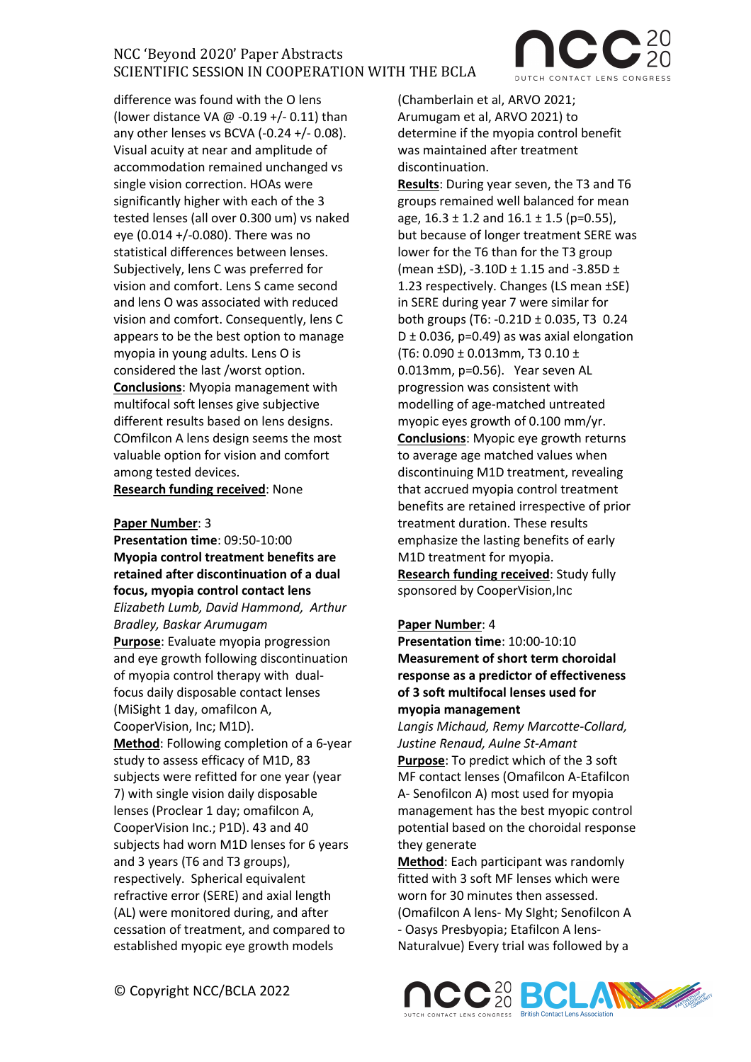difference was found with the O lens (lower distance VA @ -0.19 +/- 0.11) than any other lenses vs BCVA (-0.24 +/- 0.08). Visual acuity at near and amplitude of accommodation remained unchanged vs single vision correction. HOAs were significantly higher with each of the 3 tested lenses (all over 0.300 um) vs naked eye (0.014 +/-0.080). There was no statistical differences between lenses. Subjectively, lens C was preferred for vision and comfort. Lens S came second and lens O was associated with reduced vision and comfort. Consequently, lens C appears to be the best option to manage myopia in young adults. Lens O is considered the last /worst option.

**Conclusions**: Myopia management with multifocal soft lenses give subjective different results based on lens designs. COmfilcon A lens design seems the most valuable option for vision and comfort among tested devices.

**Research funding received**: None

**Paper Number**: 3

**Presentation time**: 09:50-10:00

**Myopia control treatment benefits are retained after discontinuation of a dual focus, myopia control contact lens**

*Elizabeth Lumb, David Hammond, Arthur Bradley, Baskar Arumugam*

**Purpose**: Evaluate myopia progression and eye growth following discontinuation of myopia control therapy with dual-focus daily disposable contact lenses (MiSight 1 day, omafilcon A, CooperVision, Inc; M1D).

**Method**: Following completion of a 6-year study to assess efficacy of M1D, 83 subjects were refitted for one year (year 7) with single vision daily disposable lenses (Proclear 1 day; omafilcon A, CooperVision Inc.; P1D). 43 and 40 subjects had worn M1D lenses for 6 years and 3 years (T6 and T3 groups), respectively. Spherical equivalent refractive error (SERE) and axial length (AL) were monitored during, and after cessation of treatment, and compared to established myopic eye growth models (Chamberlain et al, ARVO 2021; Arumugam et al, ARVO 2021) to determine if the myopia control benefit was maintained after treatment discontinuation.

**Results**: During year seven, the T3 and T6 groups remained well balanced for mean age, 16.3 ± 1.2 and 16.1 ± 1.5 (p=0.55), but because of longer treatment SERE was lower for the T6 than for the T3 group (mean ±SD), -3.10D ± 1.15 and -3.85D ± 1.23 respectively. Changes (LS mean ±SE) in SERE during year 7 were similar for both groups (T6: -0.21D ± 0.035, T3 0.24 D ± 0.036, p=0.49) as was axial elongation (T6: 0.090 ± 0.013mm, T3 0.10 ± 0.013mm, p=0.56). Year seven AL progression was consistent with modelling of age-matched untreated myopic eyes growth of 0.100 mm/yr.

**Conclusions**: Myopic eye growth returns to average age matched values when discontinuing M1D treatment, revealing that accrued myopia control treatment benefits are retained irrespective of prior treatment duration. These results emphasize the lasting benefits of early M1D treatment for myopia.

**Research funding received**: Study fully sponsored by CooperVision,Inc

**Paper Number**: 4

**Presentation time**: 10:00-10:10

**Measurement of short term choroidal response as a predictor of effectiveness of 3 soft multifocal lenses used for myopia management**

*Langis Michaud, Remy Marcotte-Collard, Justine Renaud, Aulne St-Amant*

**Purpose**: To predict which of the 3 soft MF contact lenses (Omafilcon A-Etafilcon A- Senofilcon A) most used for myopia management has the best myopic control potential based on the choroidal response they generate

**Method**: Each participant was randomly fitted with 3 soft MF lenses which were worn for 30 minutes then assessed. (Omafilcon A lens- My SIght; Senofilcon A - Oasys Presbyopia; Etafilcon A lens- Naturalvue) Every trial was followed by a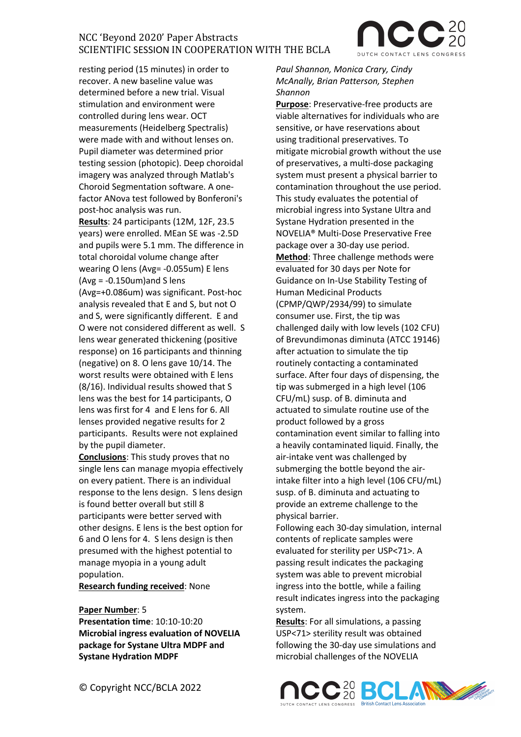resting period (15 minutes) in order to recover. A new baseline value was determined before a new trial. Visual stimulation and environment were controlled during lens wear. OCT measurements (Heidelberg Spectralis) were made with and without lenses on. Pupil diameter was determined prior testing session (photopic). Deep choroidal imagery was analyzed through Matlab's Choroid Segmentation software. A one-factor ANova test followed by Bonferoni's post-hoc analysis was run.

**Results**: 24 participants (12M, 12F, 23.5 years) were enrolled. MEan SE was -2.5D and pupils were 5.1 mm. The difference in total choroidal volume change after wearing O lens (Avg= -0.055um) E lens (Avg = -0.150um)and S lens (Avg=+0.086um) was significant. Post-hoc analysis revealed that E and S, but not O and S, were significantly different. E and O were not considered different as well. S lens wear generated thickening (positive response) on 16 participants and thinning (negative) on 8. O lens gave 10/14. The worst results were obtained with E lens (8/16). Individual results showed that S lens was the best for 14 participants, O lens was first for 4 and E lens for 6. All lenses provided negative results for 2 participants. Results were not explained by the pupil diameter.

**Conclusions**: This study proves that no single lens can manage myopia effectively on every patient. There is an individual response to the lens design. S lens design is found better overall but still 8 participants were better served with other designs. E lens is the best option for 6 and O lens for 4. S lens design is then presumed with the highest potential to manage myopia in a young adult population.

**Research funding received**: None

**Paper Number**: 5

**Presentation time**: 10:10-10:20

**Microbial ingress evaluation of NOVELIA package for Systane Ultra MDPF and Systane Hydration MDPF**

*Paul Shannon, Monica Crary, Cindy McAnally, Brian Patterson, Stephen Shannon*

**Purpose**: Preservative-free products are viable alternatives for individuals who are sensitive, or have reservations about using traditional preservatives. To mitigate microbial growth without the use of preservatives, a multi-dose packaging system must present a physical barrier to contamination throughout the use period. This study evaluates the potential of microbial ingress into Systane Ultra and Systane Hydration presented in the NOVELIA® Multi-Dose Preservative Free package over a 30-day use period.

**Method**: Three challenge methods were evaluated for 30 days per Note for Guidance on In-Use Stability Testing of Human Medicinal Products (CPMP/QWP/2934/99) to simulate consumer use. First, the tip was challenged daily with low levels (102 CFU) of Brevundimonas diminuta (ATCC 19146) after actuation to simulate the tip routinely contacting a contaminated surface. After four days of dispensing, the tip was submerged in a high level (106 CFU/mL) susp. of B. diminuta and actuated to simulate routine use of the product followed by a gross contamination event similar to falling into a heavily contaminated liquid. Finally, the air-intake vent was challenged by submerging the bottle beyond the air-intake filter into a high level (106 CFU/mL) susp. of B. diminuta and actuating to provide an extreme challenge to the physical barrier.

Following each 30-day simulation, internal contents of replicate samples were evaluated for sterility per USP<71>. A passing result indicates the packaging system was able to prevent microbial ingress into the bottle, while a failing result indicates ingress into the packaging system.

**Results**: For all simulations, a passing USP<71> sterility result was obtained following the 30-day use simulations and microbial challenges of the NOVELIA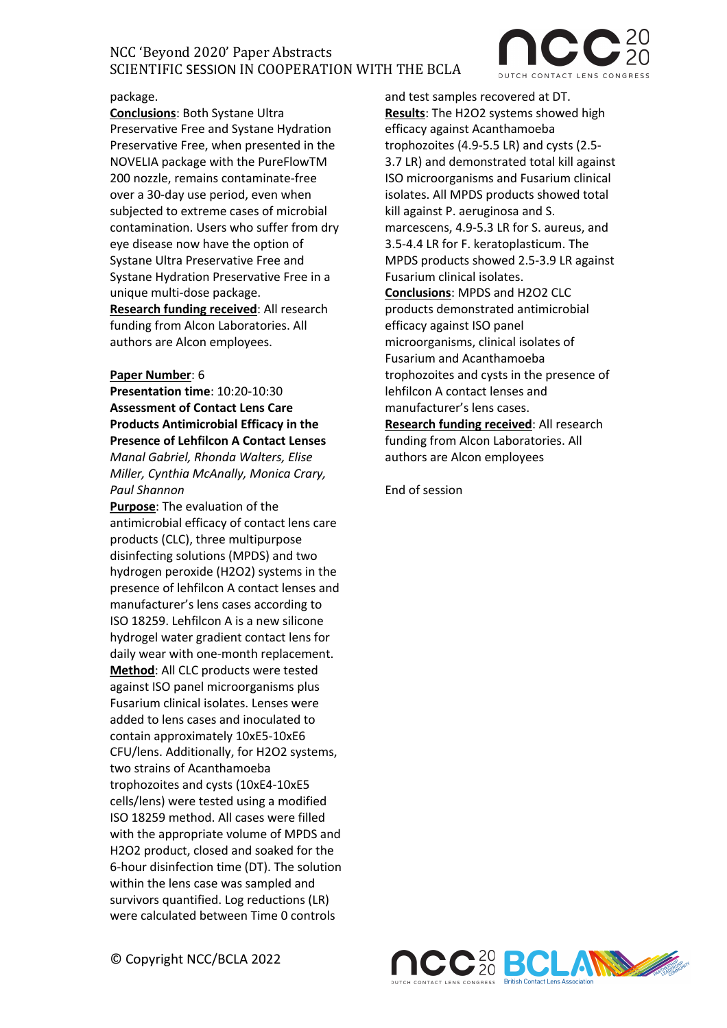package.

**Conclusions**: Both Systane Ultra Preservative Free and Systane Hydration Preservative Free, when presented in the NOVELIA package with the PureFlowTM 200 nozzle, remains contaminate-free over a 30-day use period, even when subjected to extreme cases of microbial contamination. Users who suffer from dry eye disease now have the option of Systane Ultra Preservative Free and Systane Hydration Preservative Free in a unique multi-dose package.

**Research funding received**: All research funding from Alcon Laboratories. All authors are Alcon employees.

**Paper Number**: 6

**Presentation time**: 10:20-10:30

**Assessment of Contact Lens Care Products Antimicrobial Efficacy in the Presence of Lehfilcon A Contact Lenses**

*Manal Gabriel, Rhonda Walters, Elise Miller, Cynthia McAnally, Monica Crary, Paul Shannon*

**Purpose**: The evaluation of the antimicrobial efficacy of contact lens care products (CLC), three multipurpose disinfecting solutions (MPDS) and two hydrogen peroxide (H2O2) systems in the presence of lehfilcon A contact lenses and manufacturer's lens cases according to ISO 18259. Lehfilcon A is a new silicone hydrogel water gradient contact lens for daily wear with one-month replacement.

**Method**: All CLC products were tested against ISO panel microorganisms plus Fusarium clinical isolates. Lenses were added to lens cases and inoculated to contain approximately 10xE5-10xE6 CFU/lens. Additionally, for H2O2 systems, two strains of Acanthamoeba trophozoites and cysts (10xE4-10xE5 cells/lens) were tested using a modified ISO 18259 method. All cases were filled with the appropriate volume of MPDS and H2O2 product, closed and soaked for the 6-hour disinfection time (DT). The solution within the lens case was sampled and survivors quantified. Log reductions (LR) were calculated between Time 0 controls and test samples recovered at DT.

**Results**: The H2O2 systems showed high efficacy against Acanthamoeba trophozoites (4.9-5.5 LR) and cysts (2.5-3.7 LR) and demonstrated total kill against ISO microorganisms and Fusarium clinical isolates. All MPDS products showed total kill against P. aeruginosa and S. marcescens, 4.9-5.3 LR for S. aureus, and 3.5-4.4 LR for F. keratoplasticum. The MPDS products showed 2.5-3.9 LR against Fusarium clinical isolates.

**Conclusions**: MPDS and H2O2 CLC products demonstrated antimicrobial efficacy against ISO panel microorganisms, clinical isolates of Fusarium and Acanthamoeba trophozoites and cysts in the presence of lehfilcon A contact lenses and manufacturer's lens cases.

**Research funding received**: All research funding from Alcon Laboratories. All authors are Alcon employees

End of session

© Copyright NCC/BCLA 2022